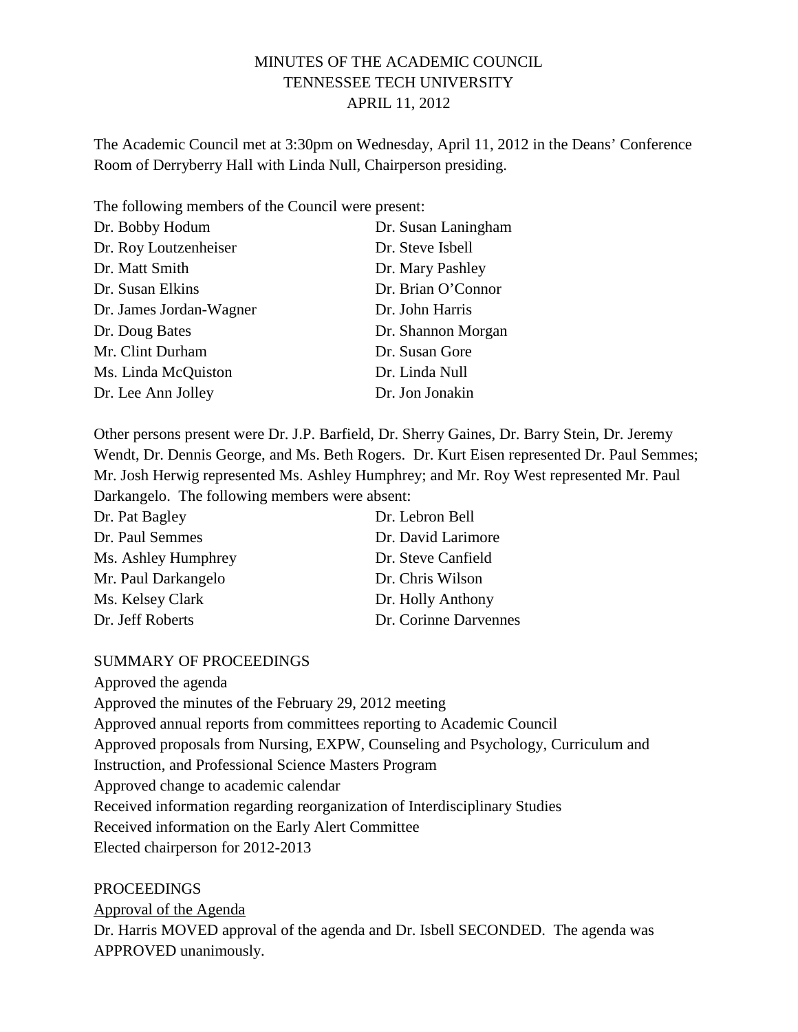# MINUTES OF THE ACADEMIC COUNCIL
# TENNESSEE TECH UNIVERSITY
# APRIL 11, 2012

The Academic Council met at 3:30pm on Wednesday, April 11, 2012 in the Deans' Conference Room of Derryberry Hall with Linda Null, Chairperson presiding.

The following members of the Council were present:

| | |
|---|---|
| Dr. Bobby Hodum | Dr. Susan Laningham |
| Dr. Roy Loutzenheiser | Dr. Steve Isbell |
| Dr. Matt Smith | Dr. Mary Pashley |
| Dr. Susan Elkins | Dr. Brian O'Connor |
| Dr. James Jordan-Wagner | Dr. John Harris |
| Dr. Doug Bates | Dr. Shannon Morgan |
| Mr. Clint Durham | Dr. Susan Gore |
| Ms. Linda McQuiston | Dr. Linda Null |
| Dr. Lee Ann Jolley | Dr. Jon Jonakin |

Other persons present were Dr. J.P. Barfield, Dr. Sherry Gaines, Dr. Barry Stein, Dr. Jeremy Wendt, Dr. Dennis George, and Ms. Beth Rogers. Dr. Kurt Eisen represented Dr. Paul Semmes; Mr. Josh Herwig represented Ms. Ashley Humphrey; and Mr. Roy West represented Mr. Paul Darkangelo. The following members were absent:

| | |
|---|---|
| Dr. Pat Bagley | Dr. Lebron Bell |
| Dr. Paul Semmes | Dr. David Larimore |
| Ms. Ashley Humphrey | Dr. Steve Canfield |
| Mr. Paul Darkangelo | Dr. Chris Wilson |
| Ms. Kelsey Clark | Dr. Holly Anthony |
| Dr. Jeff Roberts | Dr. Corinne Darvennes |

## SUMMARY OF PROCEEDINGS

Approved the agenda  
Approved the minutes of the February 29, 2012 meeting  
Approved annual reports from committees reporting to Academic Council  
Approved proposals from Nursing, EXPW, Counseling and Psychology, Curriculum and Instruction, and Professional Science Masters Program  
Approved change to academic calendar  
Received information regarding reorganization of Interdisciplinary Studies  
Received information on the Early Alert Committee  
Elected chairperson for 2012-2013

## PROCEEDINGS

<u>Approval of the Agenda</u>

Dr. Harris MOVED approval of the agenda and Dr. Isbell SECONDED. The agenda was APPROVED unanimously.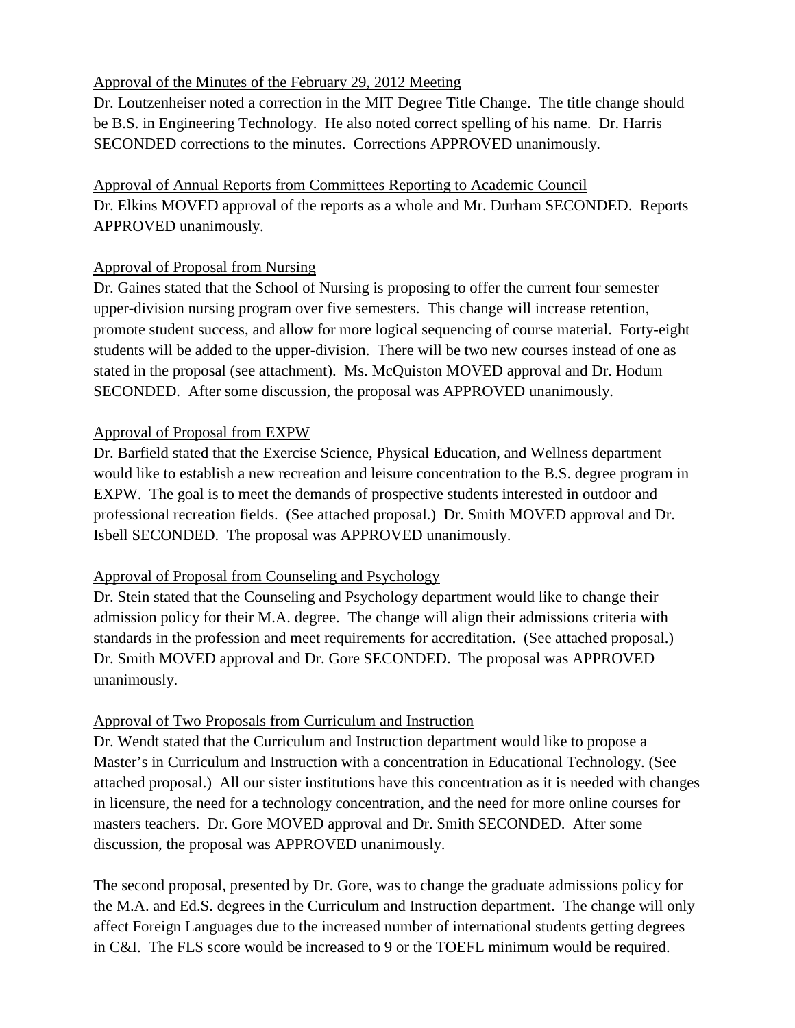Approval of the Minutes of the February 29, 2012 Meeting

Dr. Loutzenheiser noted a correction in the MIT Degree Title Change. The title change should be B.S. in Engineering Technology. He also noted correct spelling of his name. Dr. Harris SECONDED corrections to the minutes. Corrections APPROVED unanimously.

Approval of Annual Reports from Committees Reporting to Academic Council

Dr. Elkins MOVED approval of the reports as a whole and Mr. Durham SECONDED. Reports APPROVED unanimously.

Approval of Proposal from Nursing

Dr. Gaines stated that the School of Nursing is proposing to offer the current four semester upper-division nursing program over five semesters. This change will increase retention, promote student success, and allow for more logical sequencing of course material. Forty-eight students will be added to the upper-division. There will be two new courses instead of one as stated in the proposal (see attachment). Ms. McQuiston MOVED approval and Dr. Hodum SECONDED. After some discussion, the proposal was APPROVED unanimously.

Approval of Proposal from EXPW

Dr. Barfield stated that the Exercise Science, Physical Education, and Wellness department would like to establish a new recreation and leisure concentration to the B.S. degree program in EXPW. The goal is to meet the demands of prospective students interested in outdoor and professional recreation fields. (See attached proposal.) Dr. Smith MOVED approval and Dr. Isbell SECONDED. The proposal was APPROVED unanimously.

Approval of Proposal from Counseling and Psychology

Dr. Stein stated that the Counseling and Psychology department would like to change their admission policy for their M.A. degree. The change will align their admissions criteria with standards in the profession and meet requirements for accreditation. (See attached proposal.) Dr. Smith MOVED approval and Dr. Gore SECONDED. The proposal was APPROVED unanimously.

Approval of Two Proposals from Curriculum and Instruction

Dr. Wendt stated that the Curriculum and Instruction department would like to propose a Master's in Curriculum and Instruction with a concentration in Educational Technology. (See attached proposal.) All our sister institutions have this concentration as it is needed with changes in licensure, the need for a technology concentration, and the need for more online courses for masters teachers. Dr. Gore MOVED approval and Dr. Smith SECONDED. After some discussion, the proposal was APPROVED unanimously.

The second proposal, presented by Dr. Gore, was to change the graduate admissions policy for the M.A. and Ed.S. degrees in the Curriculum and Instruction department. The change will only affect Foreign Languages due to the increased number of international students getting degrees in C&I. The FLS score would be increased to 9 or the TOEFL minimum would be required.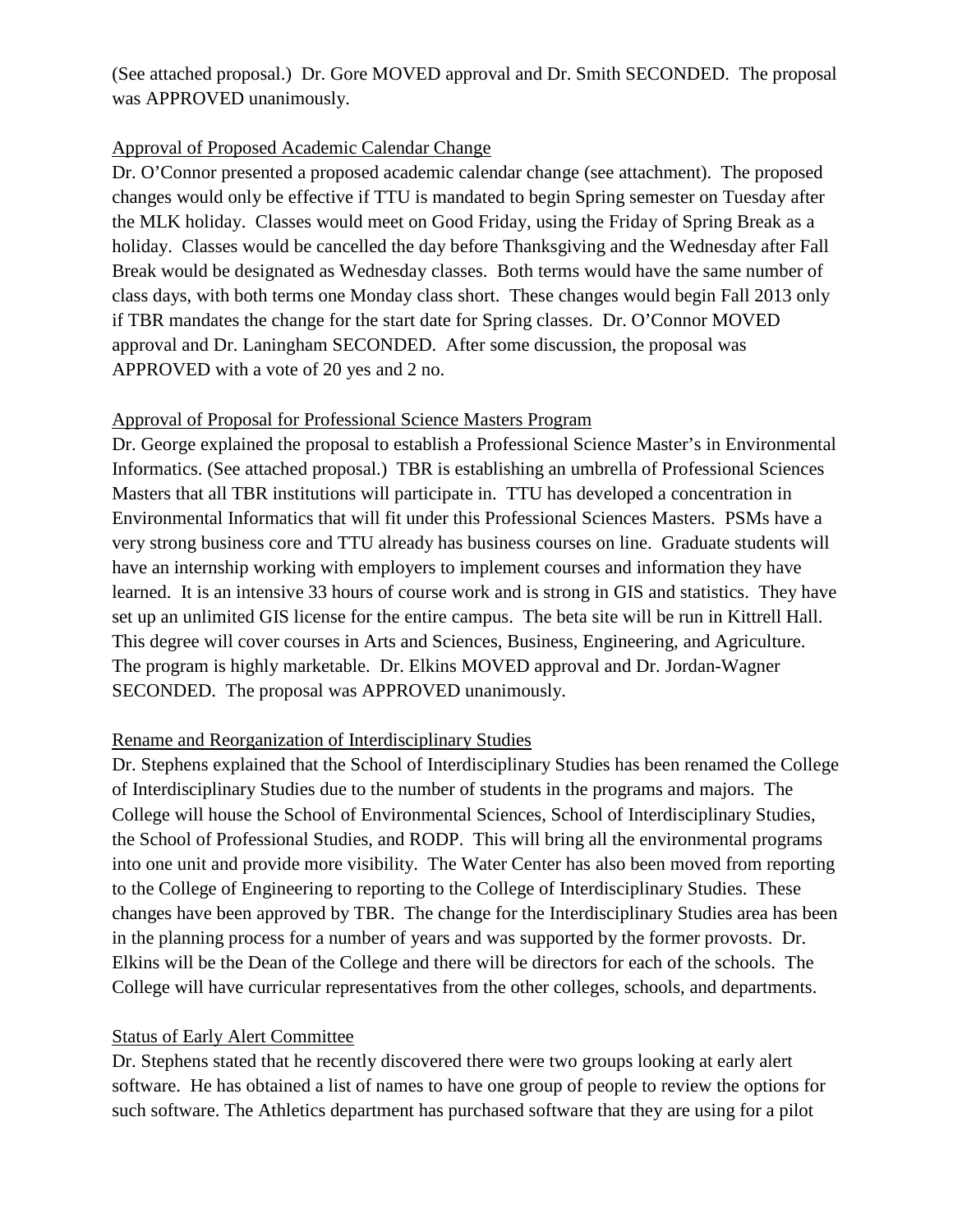(See attached proposal.) Dr. Gore MOVED approval and Dr. Smith SECONDED. The proposal was APPROVED unanimously.

<u>Approval of Proposed Academic Calendar Change</u>

Dr. O'Connor presented a proposed academic calendar change (see attachment). The proposed changes would only be effective if TTU is mandated to begin Spring semester on Tuesday after the MLK holiday. Classes would meet on Good Friday, using the Friday of Spring Break as a holiday. Classes would be cancelled the day before Thanksgiving and the Wednesday after Fall Break would be designated as Wednesday classes. Both terms would have the same number of class days, with both terms one Monday class short. These changes would begin Fall 2013 only if TBR mandates the change for the start date for Spring classes. Dr. O'Connor MOVED approval and Dr. Laningham SECONDED. After some discussion, the proposal was APPROVED with a vote of 20 yes and 2 no.

<u>Approval of Proposal for Professional Science Masters Program</u>

Dr. George explained the proposal to establish a Professional Science Master's in Environmental Informatics. (See attached proposal.) TBR is establishing an umbrella of Professional Sciences Masters that all TBR institutions will participate in. TTU has developed a concentration in Environmental Informatics that will fit under this Professional Sciences Masters. PSMs have a very strong business core and TTU already has business courses on line. Graduate students will have an internship working with employers to implement courses and information they have learned. It is an intensive 33 hours of course work and is strong in GIS and statistics. They have set up an unlimited GIS license for the entire campus. The beta site will be run in Kittrell Hall. This degree will cover courses in Arts and Sciences, Business, Engineering, and Agriculture. The program is highly marketable. Dr. Elkins MOVED approval and Dr. Jordan-Wagner SECONDED. The proposal was APPROVED unanimously.

<u>Rename and Reorganization of Interdisciplinary Studies</u>

Dr. Stephens explained that the School of Interdisciplinary Studies has been renamed the College of Interdisciplinary Studies due to the number of students in the programs and majors. The College will house the School of Environmental Sciences, School of Interdisciplinary Studies, the School of Professional Studies, and RODP. This will bring all the environmental programs into one unit and provide more visibility. The Water Center has also been moved from reporting to the College of Engineering to reporting to the College of Interdisciplinary Studies. These changes have been approved by TBR. The change for the Interdisciplinary Studies area has been in the planning process for a number of years and was supported by the former provosts. Dr. Elkins will be the Dean of the College and there will be directors for each of the schools. The College will have curricular representatives from the other colleges, schools, and departments.

<u>Status of Early Alert Committee</u>

Dr. Stephens stated that he recently discovered there were two groups looking at early alert software. He has obtained a list of names to have one group of people to review the options for such software. The Athletics department has purchased software that they are using for a pilot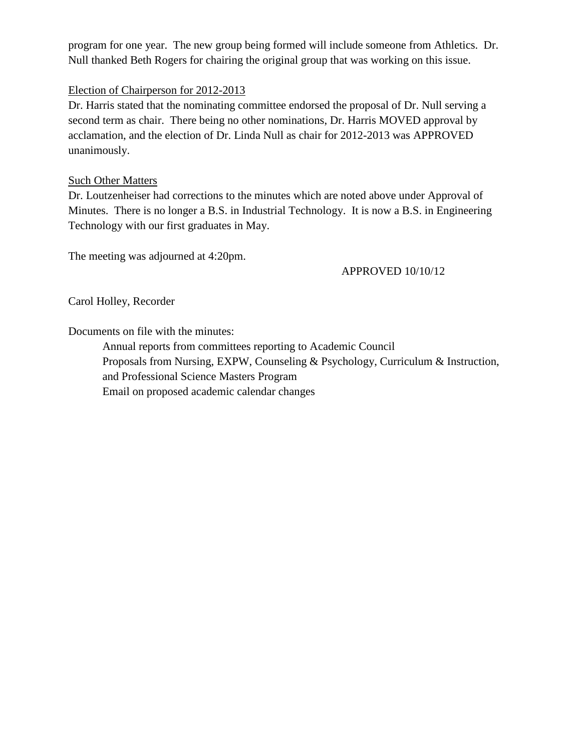program for one year. The new group being formed will include someone from Athletics. Dr. Null thanked Beth Rogers for chairing the original group that was working on this issue.

<u>Election of Chairperson for 2012-2013</u>

Dr. Harris stated that the nominating committee endorsed the proposal of Dr. Null serving a second term as chair. There being no other nominations, Dr. Harris MOVED approval by acclamation, and the election of Dr. Linda Null as chair for 2012-2013 was APPROVED unanimously.

<u>Such Other Matters</u>

Dr. Loutzenheiser had corrections to the minutes which are noted above under Approval of Minutes. There is no longer a B.S. in Industrial Technology. It is now a B.S. in Engineering Technology with our first graduates in May.

The meeting was adjourned at 4:20pm.

APPROVED 10/10/12

Carol Holley, Recorder

Documents on file with the minutes:

- Annual reports from committees reporting to Academic Council
- Proposals from Nursing, EXPW, Counseling & Psychology, Curriculum & Instruction, and Professional Science Masters Program
- Email on proposed academic calendar changes